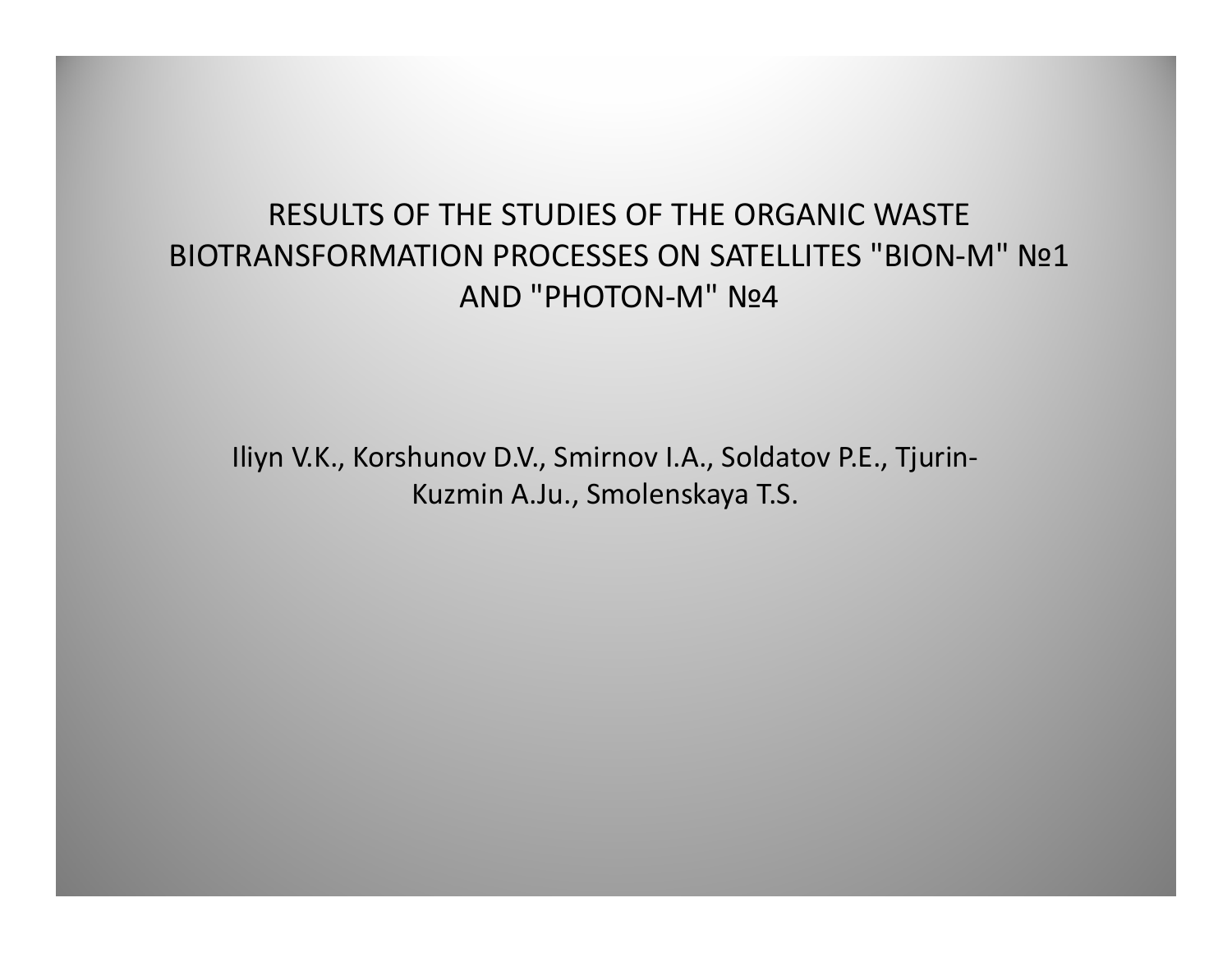# RESULTS OF THE STUDIES OF THE ORGANIC WASTE BIOTRANSFORMATION PROCESSES ON SATELLITES "BION-M" №1 AND "PHOTON-M" №4

Iliyn V.K., Korshunov D.V., Smirnov I.A., Soldatov P.E., Tjurin-Kuzmin A.Ju., Smolenskaya T.S.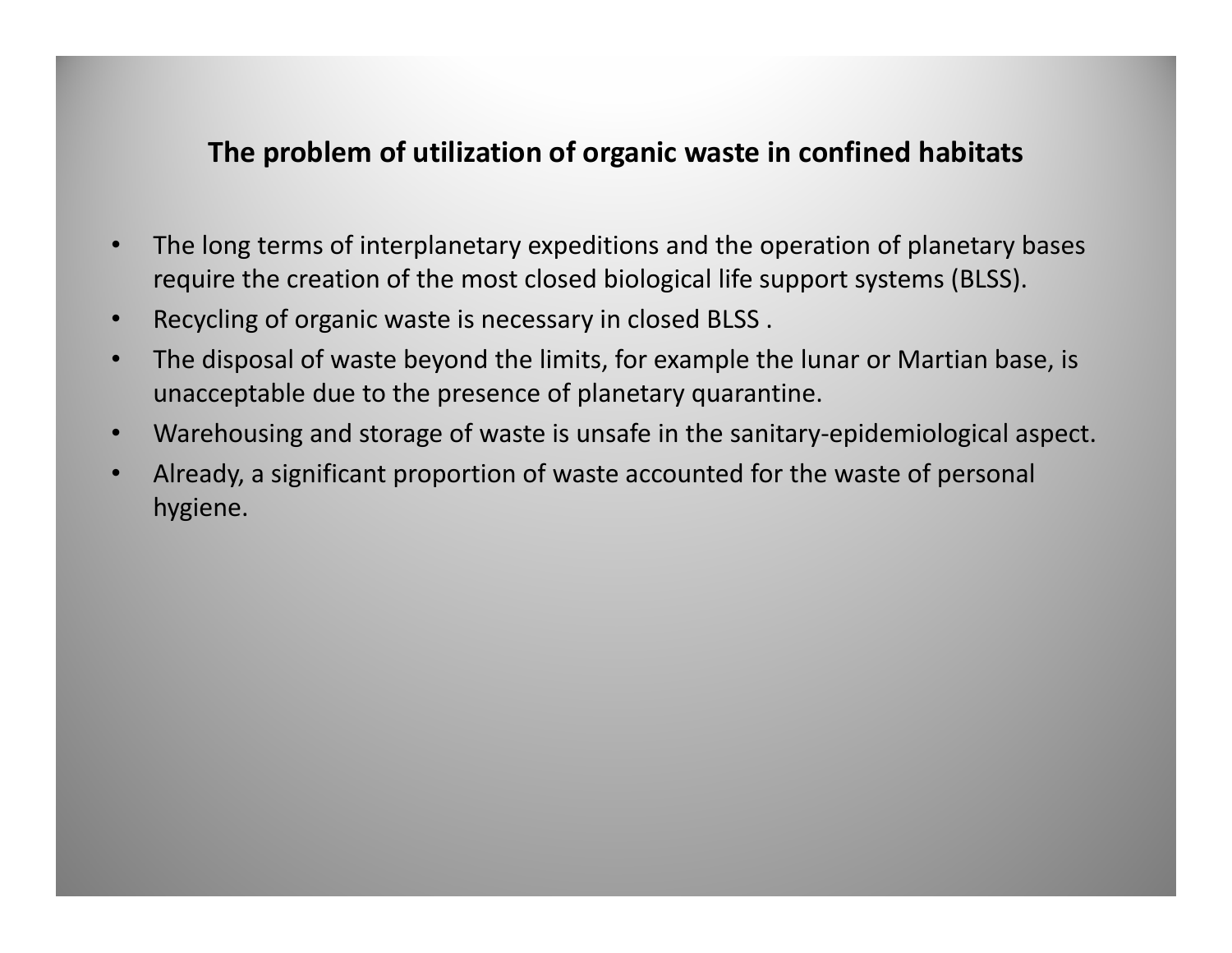## The problem of utilization of organic waste in confined habitats

- The long terms of interplanetary expeditions and the operation of planetary bases require the creation of the most closed biological life support systems (BLSS).
- Recycling of organic waste is necessary in closed BLSS .
- The disposal of waste beyond the limits, for example the lunar or Martian base, is unacceptable due to the presence of planetary quarantine.
- Warehousing and storage of waste is unsafe in the sanitary-epidemiological aspect.
- Already, a significant proportion of waste accounted for the waste of personal hygiene.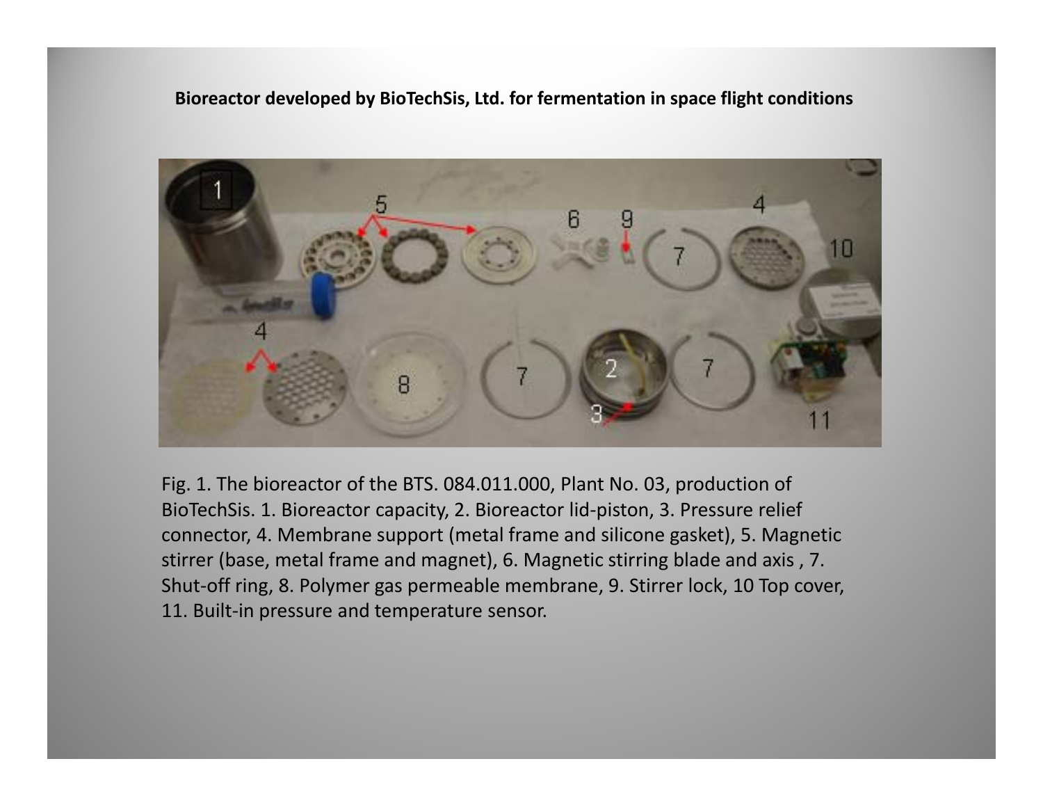**Bioreactor developed by BioTechSis, Ltd. for fermentation in space flight conditions**

Fig. 1. The bioreactor of the BTS. 084.011.000, Plant No. 03, production of BioTechSis. 1. Bioreactor capacity, 2. Bioreactor lid-piston, 3. Pressure relief connector, 4. Membrane support (metal frame and silicone gasket), 5. Magnetic stirrer (base, metal frame and magnet), 6. Magnetic stirring blade and axis , 7. Shut-off ring, 8. Polymer gas permeable membrane, 9. Stirrer lock, 10 Top cover, 11. Built-in pressure and temperature sensor.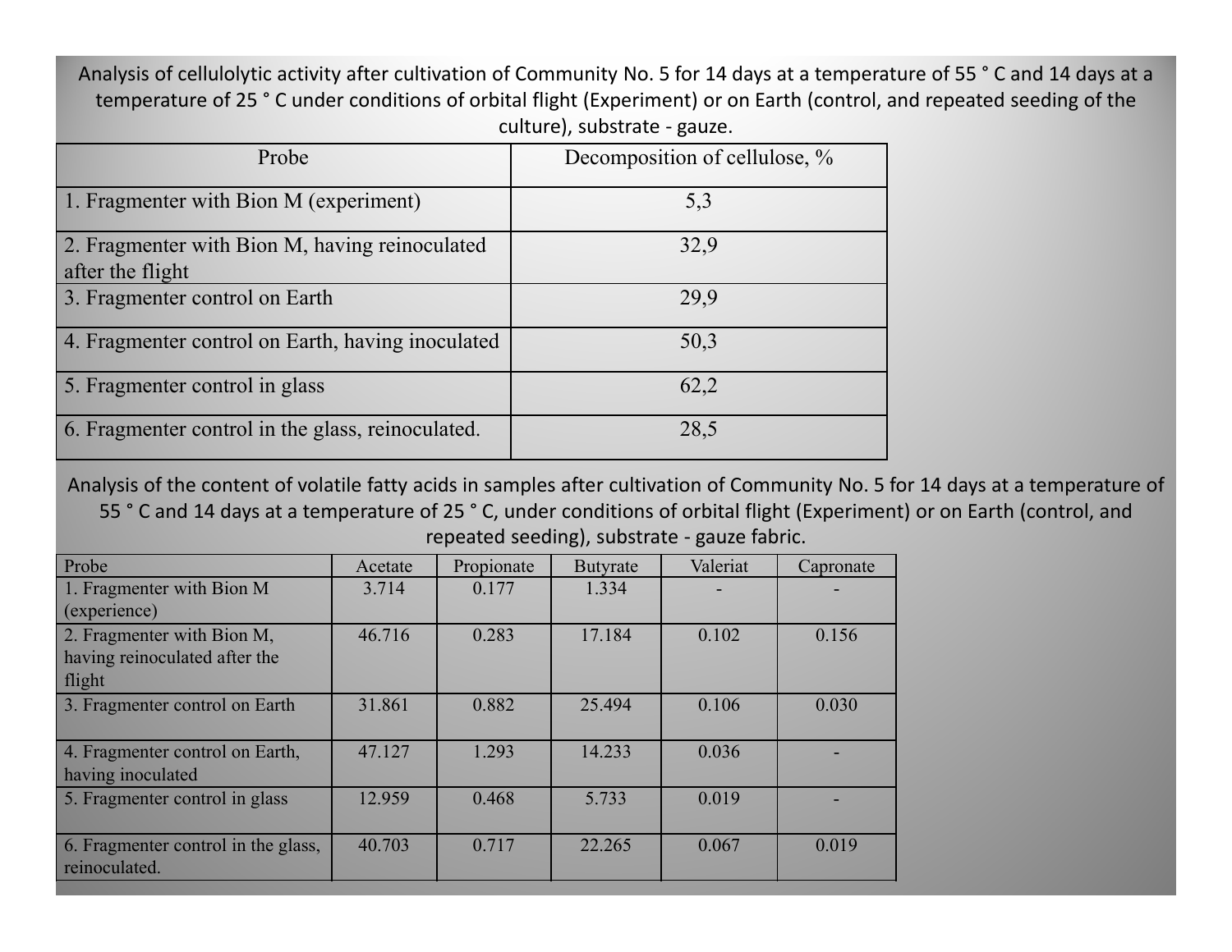Analysis of cellulolytic activity after cultivation of Community No. 5 for 14 days at a temperature of 55 ° C and 14 days at a temperature of 25 ° C under conditions of orbital flight (Experiment) or on Earth (control, and repeated seeding of the culture), substrate - gauze.

| Probe | Decomposition of cellulose, % |
|---|---|
| 1. Fragmenter with Bion M (experiment) | 5,3 |
| 2. Fragmenter with Bion M, having reinoculated after the flight | 32,9 |
| 3. Fragmenter control on Earth | 29,9 |
| 4. Fragmenter control on Earth, having inoculated | 50,3 |
| 5. Fragmenter control in glass | 62,2 |
| 6. Fragmenter control in the glass, reinoculated. | 28,5 |

Analysis of the content of volatile fatty acids in samples after cultivation of Community No. 5 for 14 days at a temperature of 55 ° C and 14 days at a temperature of 25 ° C, under conditions of orbital flight (Experiment) or on Earth (control, and repeated seeding), substrate - gauze fabric.

| Probe | Acetate | Propionate | Butyrate | Valeriat | Capronate |
|---|---|---|---|---|---|
| 1. Fragmenter with Bion M (experience) | 3.714 | 0.177 | 1.334 | - | - |
| 2. Fragmenter with Bion M, having reinoculated after the flight | 46.716 | 0.283 | 17.184 | 0.102 | 0.156 |
| 3. Fragmenter control on Earth | 31.861 | 0.882 | 25.494 | 0.106 | 0.030 |
| 4. Fragmenter control on Earth, having inoculated | 47.127 | 1.293 | 14.233 | 0.036 | - |
| 5. Fragmenter control in glass | 12.959 | 0.468 | 5.733 | 0.019 | - |
| 6. Fragmenter control in the glass, reinoculated. | 40.703 | 0.717 | 22.265 | 0.067 | 0.019 |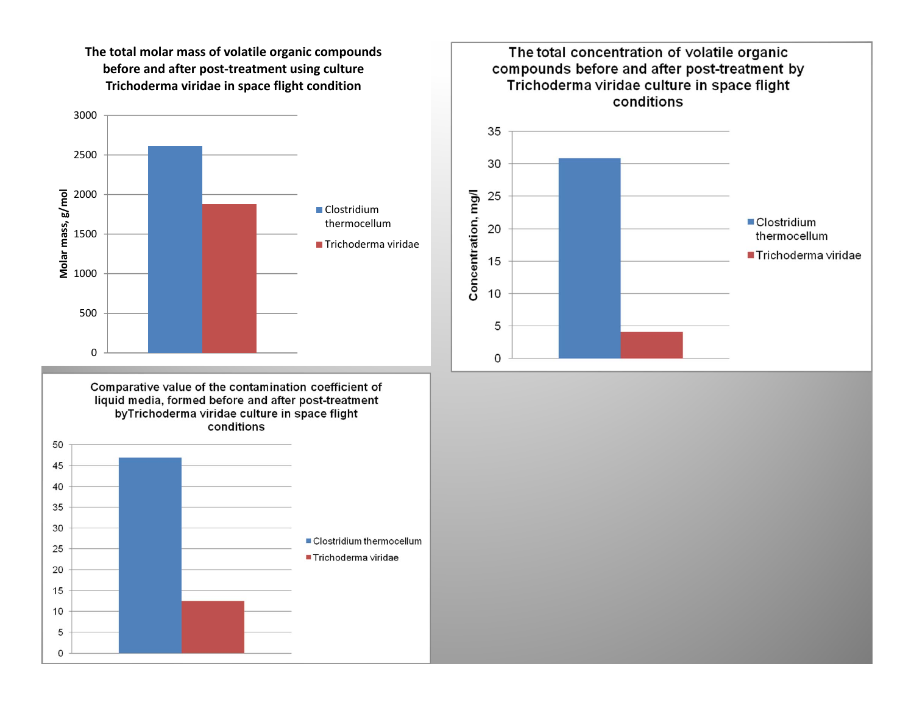### The total molar mass of volatile organic compounds before and after post-treatment using culture Trichoderma viridae in space flight condition

Molar mass, g/mol

- Clostridium thermocellum
- Trichoderma viridae

### The total concentration of volatile organic compounds before and after post-treatment by Trichoderma viridae culture in space flight conditions

Concentration, mg/l

- Clostridium thermocellum
- Trichoderma viridae

### Comparative value of the contamination coefficient of liquid media, formed before and after post-treatment byTrichoderma viridae culture in space flight conditions

- Clostridium thermocellum
- Trichoderma viridae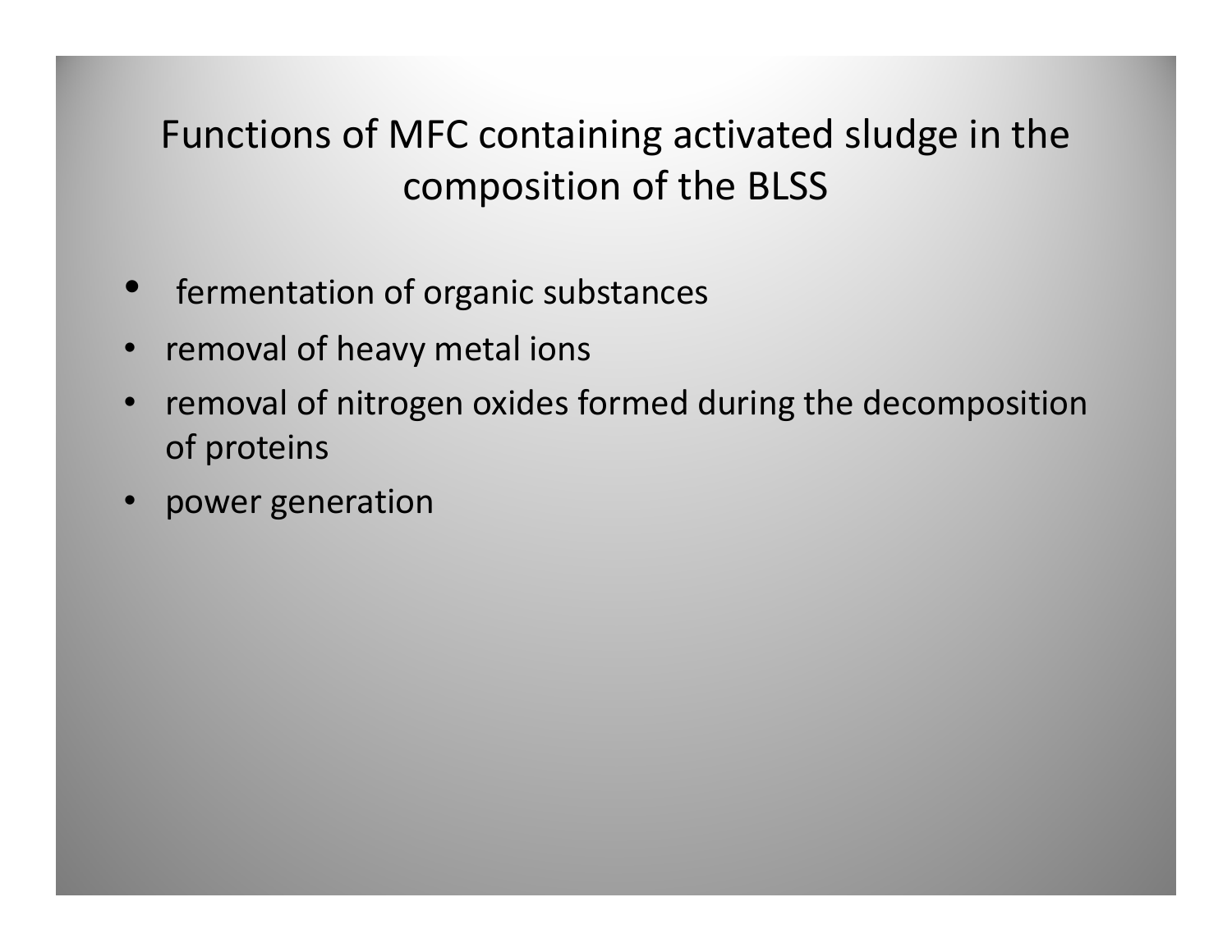# Functions of MFC containing activated sludge in the composition of the BLSS

- fermentation of organic substances
- removal of heavy metal ions
- removal of nitrogen oxides formed during the decomposition of proteins
- power generation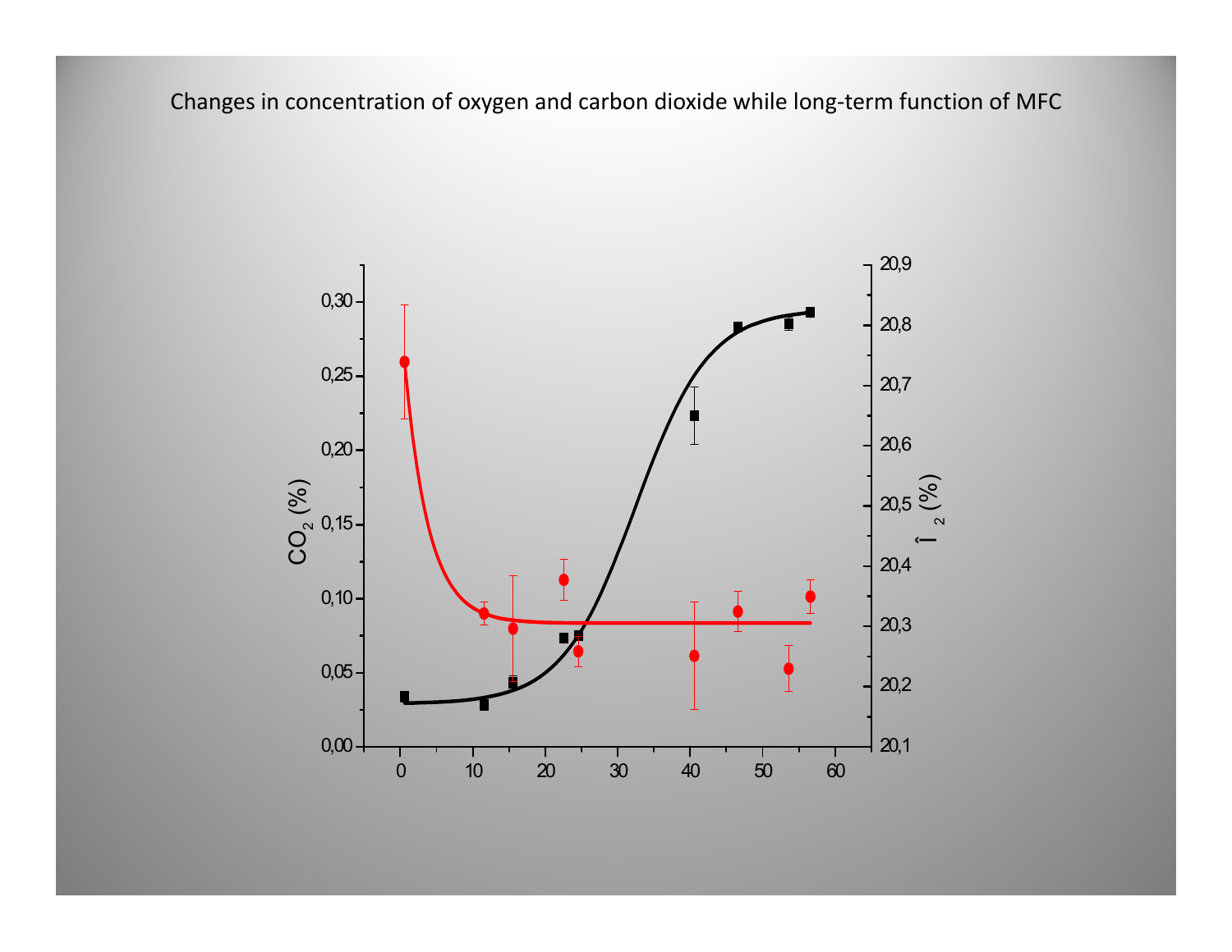Changes in concentration of oxygen and carbon dioxide while long-term function of MFC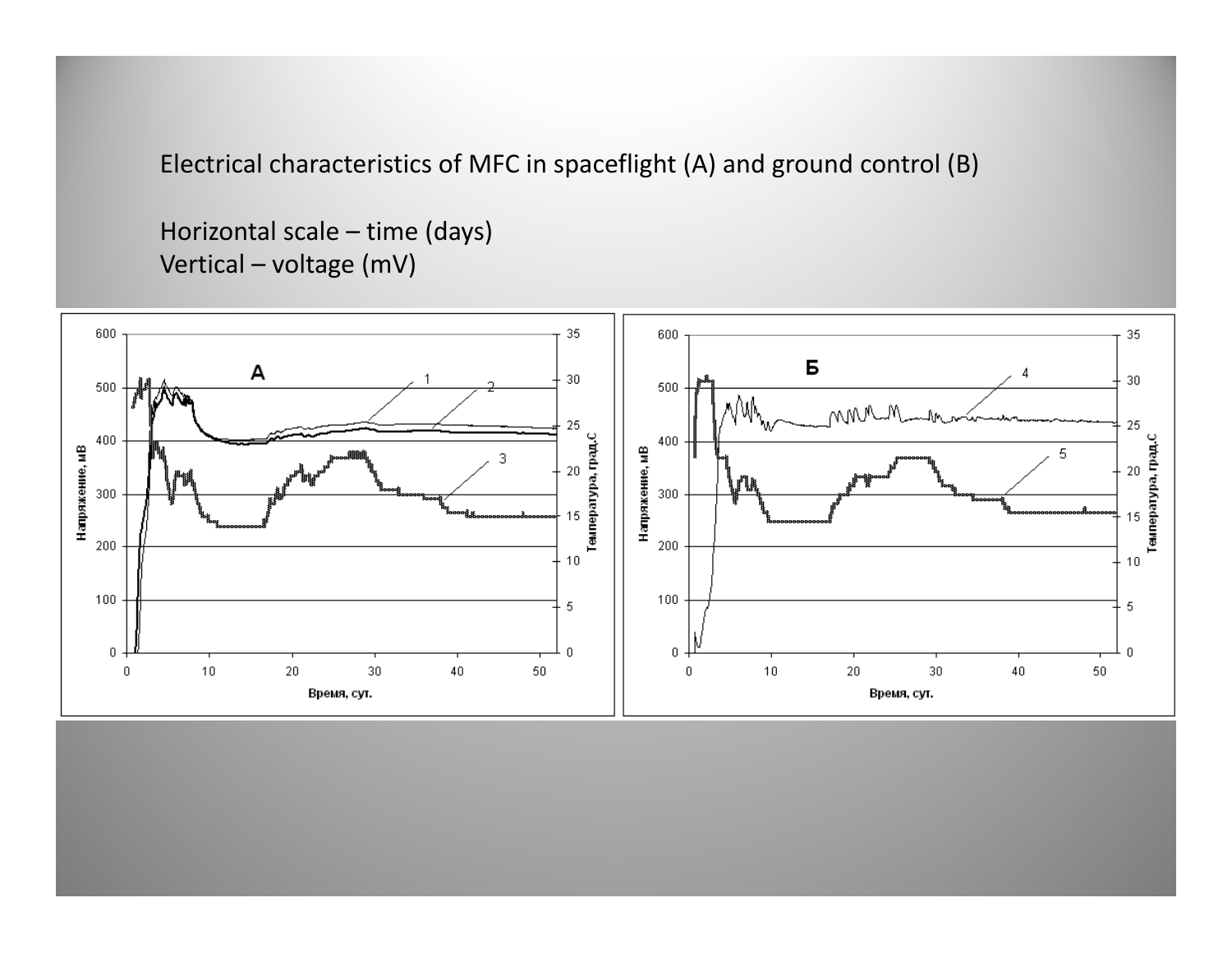Electrical characteristics of MFC in spaceflight (A) and ground control (B)

Horizontal scale – time (days)
Vertical – voltage (mV)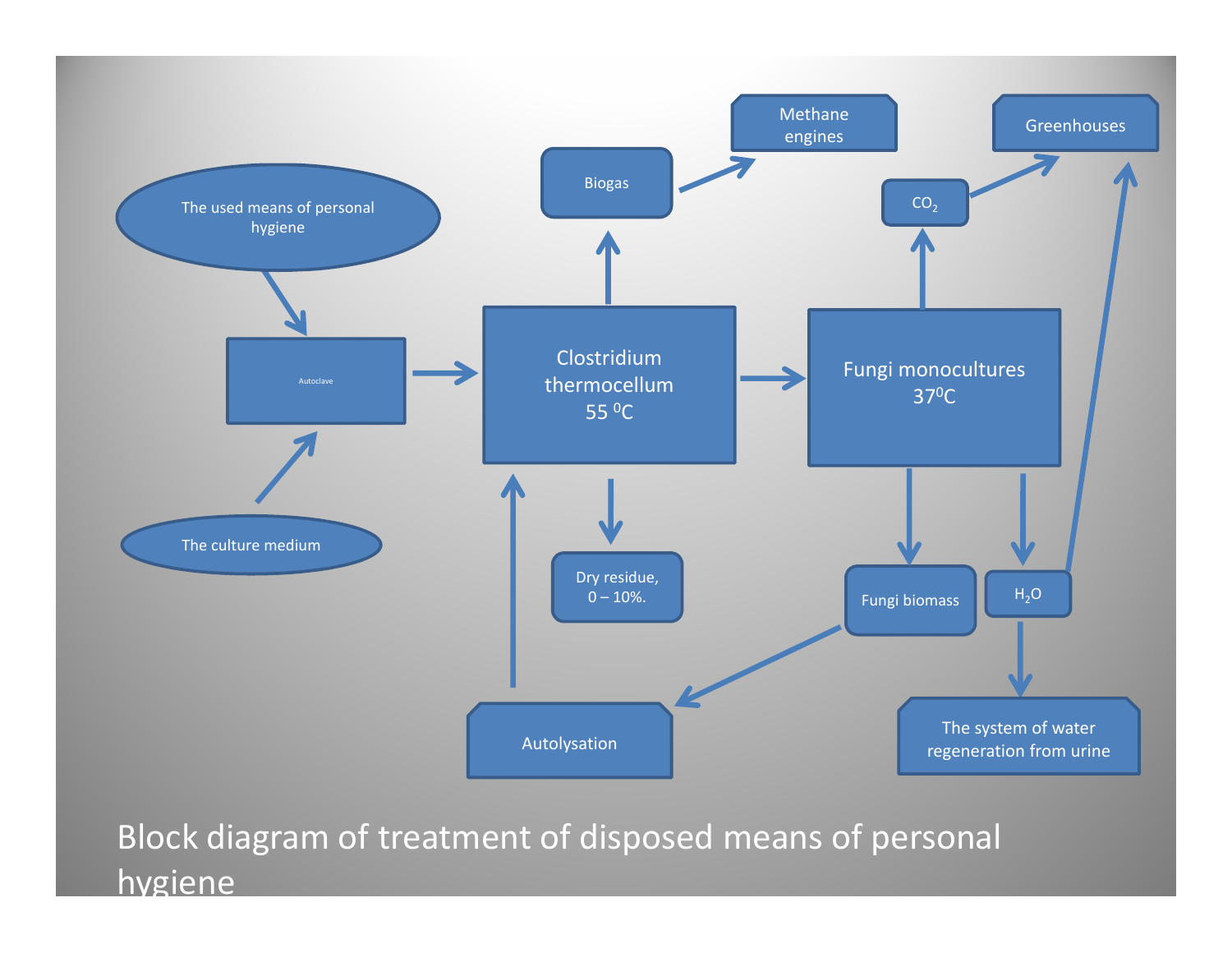The used means of personal hygiene

Autoclave

The culture medium

Clostridium thermocellum 55 $^{0}C$

Biogas

Methane engines

Dry residue, 0 – 10%.

Fungi monocultures 37$^{0}C$

$CO_2$

Greenhouses

Fungi biomass

$H_2O$

Autolysation

The system of water regeneration from urine

Block diagram of treatment of disposed means of personal hygiene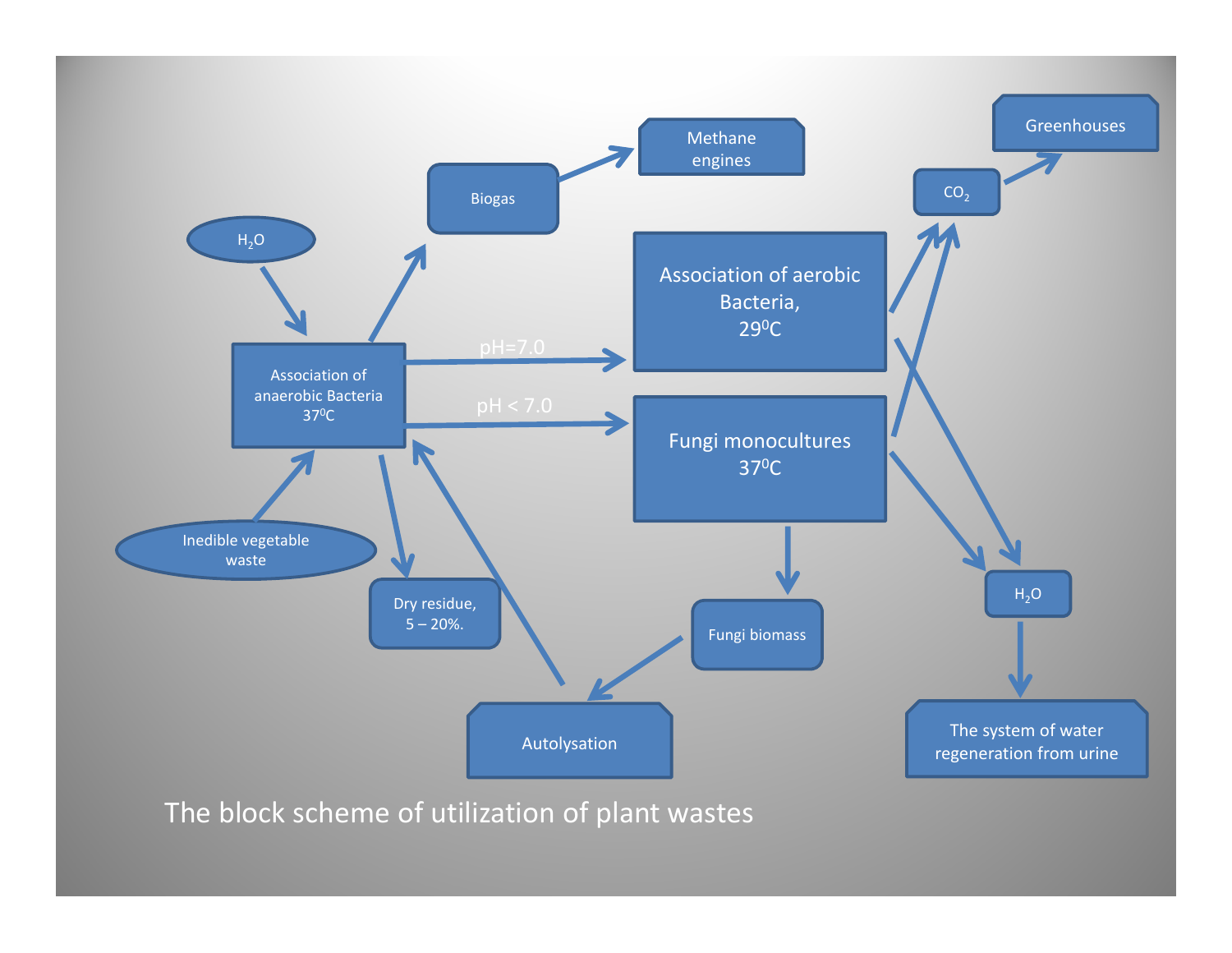H$_2$O

Inedible vegetable waste

Association of anaerobic Bacteria 37$^0$C

Biogas

Methane engines

pH=7.0

pH < 7.0

Association of aerobic Bacteria, 29$^0$C

Fungi monocultures 37$^0$C

CO$_2$

Greenhouses

H$_2$O

The system of water regeneration from urine

Fungi biomass

Autolysation

Dry residue, 5 – 20%.

The block scheme of utilization of plant wastes